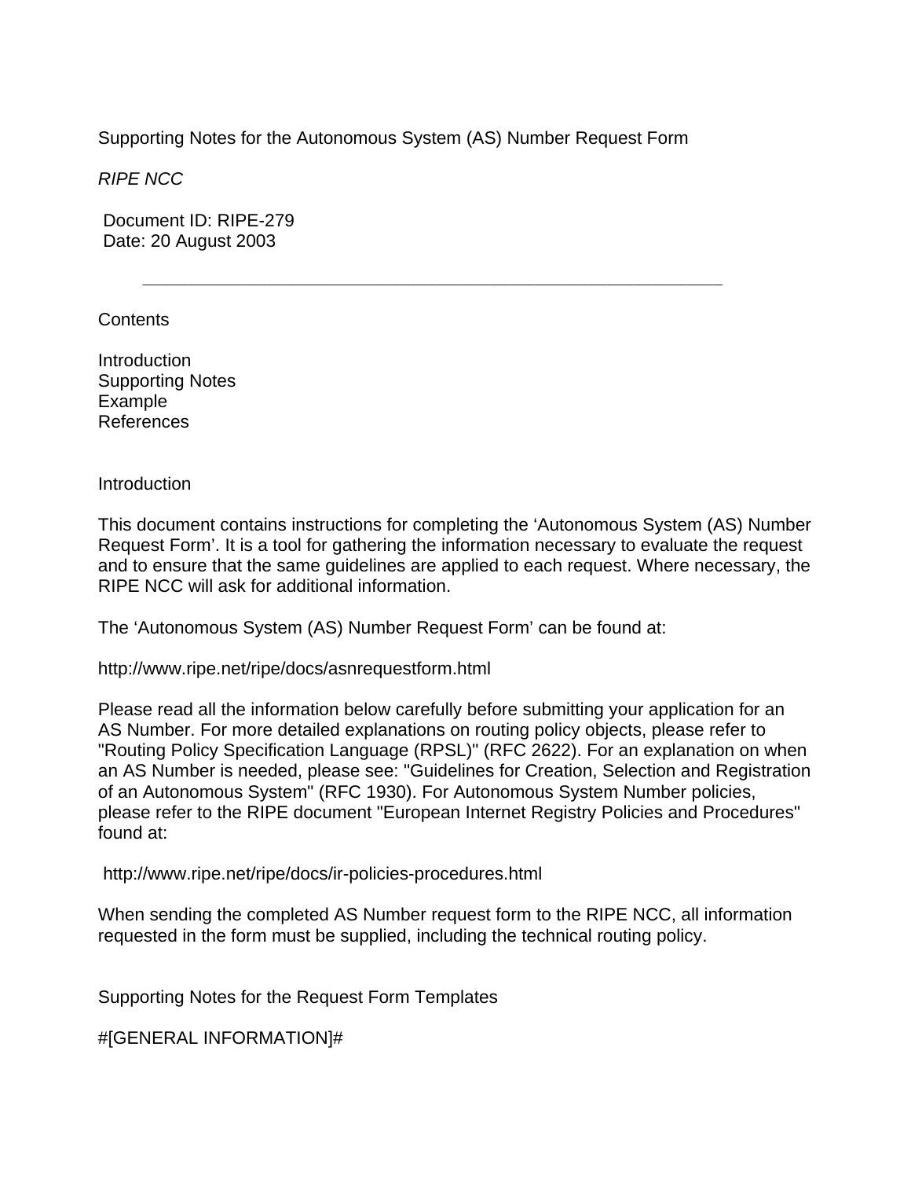# Supporting Notes for the Autonomous System (AS) Number Request Form

*RIPE NCC*

Document ID: RIPE-279
Date: 20 August 2003

---

## Contents

Introduction
Supporting Notes
Example
References

## Introduction

This document contains instructions for completing the 'Autonomous System (AS) Number Request Form'. It is a tool for gathering the information necessary to evaluate the request and to ensure that the same guidelines are applied to each request. Where necessary, the RIPE NCC will ask for additional information.

The 'Autonomous System (AS) Number Request Form' can be found at:

http://www.ripe.net/ripe/docs/asnrequestform.html

Please read all the information below carefully before submitting your application for an AS Number. For more detailed explanations on routing policy objects, please refer to "Routing Policy Specification Language (RPSL)" (RFC 2622). For an explanation on when an AS Number is needed, please see: "Guidelines for Creation, Selection and Registration of an Autonomous System" (RFC 1930). For Autonomous System Number policies, please refer to the RIPE document "European Internet Registry Policies and Procedures" found at:

http://www.ripe.net/ripe/docs/ir-policies-procedures.html

When sending the completed AS Number request form to the RIPE NCC, all information requested in the form must be supplied, including the technical routing policy.

## Supporting Notes for the Request Form Templates

#[GENERAL INFORMATION]#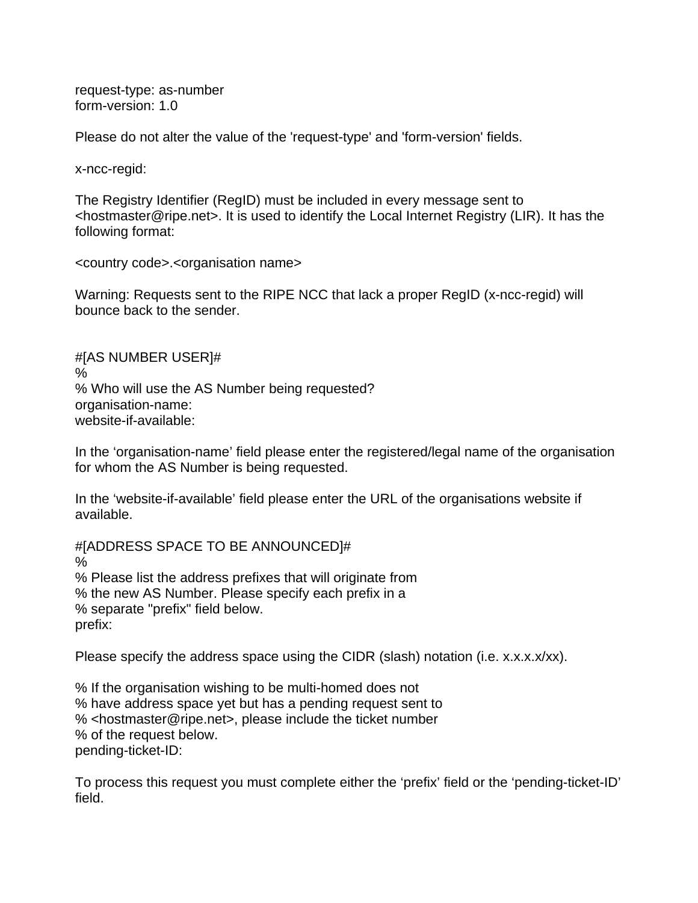request-type: as-number
form-version: 1.0

Please do not alter the value of the 'request-type' and 'form-version' fields.

x-ncc-regid:

The Registry Identifier (RegID) must be included in every message sent to <hostmaster@ripe.net>. It is used to identify the Local Internet Registry (LIR). It has the following format:

<country code>.<organisation name>

Warning: Requests sent to the RIPE NCC that lack a proper RegID (x-ncc-regid) will bounce back to the sender.

#[AS NUMBER USER]#
%
% Who will use the AS Number being requested?
organisation-name:
website-if-available:

In the 'organisation-name' field please enter the registered/legal name of the organisation for whom the AS Number is being requested.

In the 'website-if-available' field please enter the URL of the organisations website if available.

#[ADDRESS SPACE TO BE ANNOUNCED]#
%
% Please list the address prefixes that will originate from
% the new AS Number. Please specify each prefix in a
% separate "prefix" field below.
prefix:

Please specify the address space using the CIDR (slash) notation (i.e. x.x.x.x/xx).

% If the organisation wishing to be multi-homed does not
% have address space yet but has a pending request sent to
% <hostmaster@ripe.net>, please include the ticket number
% of the request below.
pending-ticket-ID:

To process this request you must complete either the 'prefix' field or the 'pending-ticket-ID' field.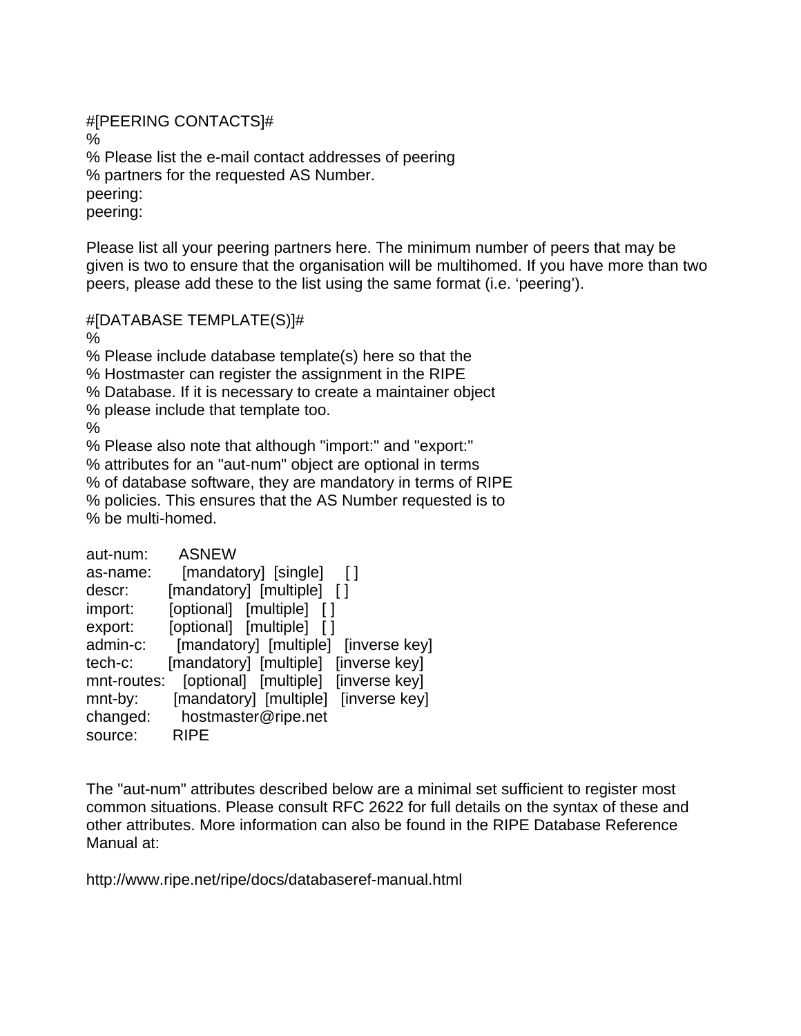#[PEERING CONTACTS]#
%
% Please list the e-mail contact addresses of peering
% partners for the requested AS Number.
peering:
peering:

Please list all your peering partners here. The minimum number of peers that may be given is two to ensure that the organisation will be multihomed. If you have more than two peers, please add these to the list using the same format (i.e. ‘peering’).

#[DATABASE TEMPLATE(S)]#
%
% Please include database template(s) here so that the
% Hostmaster can register the assignment in the RIPE
% Database. If it is necessary to create a maintainer object
% please include that template too.
%
% Please also note that although "import:" and "export:"
% attributes for an "aut-num" object are optional in terms
% of database software, they are mandatory in terms of RIPE
% policies. This ensures that the AS Number requested is to
% be multi-homed.

```
aut-num:      ASNEW
as-name:      [mandatory]  [single]     [ ]
descr:        [mandatory]  [multiple]   [ ]
import:       [optional]   [multiple]   [ ]
export:       [optional]   [multiple]   [ ]
admin-c:      [mandatory]  [multiple]   [inverse key]
tech-c:       [mandatory]  [multiple]   [inverse key]
mnt-routes:   [optional]   [multiple]   [inverse key]
mnt-by:       [mandatory]  [multiple]   [inverse key]
changed:      hostmaster@ripe.net
source:       RIPE
```

The "aut-num" attributes described below are a minimal set sufficient to register most common situations. Please consult RFC 2622 for full details on the syntax of these and other attributes. More information can also be found in the RIPE Database Reference Manual at:

http://www.ripe.net/ripe/docs/databaseref-manual.html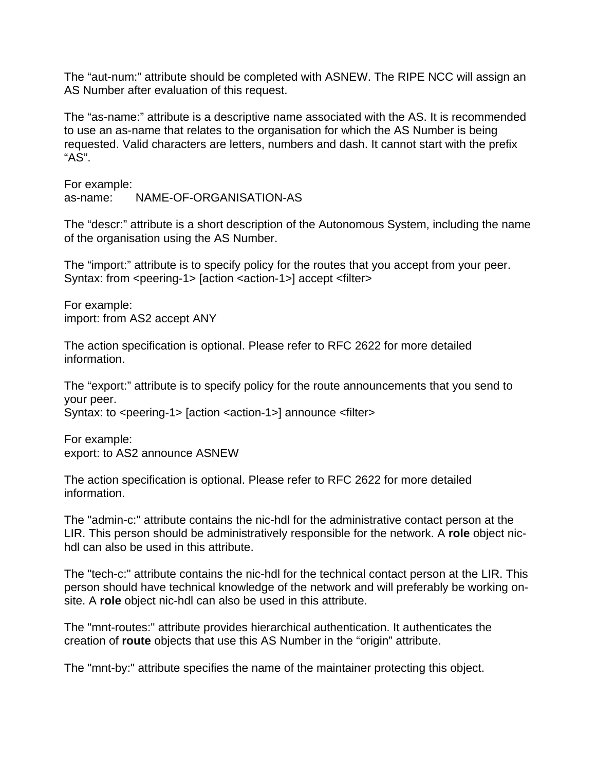The “aut-num:” attribute should be completed with ASNEW. The RIPE NCC will assign an AS Number after evaluation of this request.

The “as-name:” attribute is a descriptive name associated with the AS. It is recommended to use an as-name that relates to the organisation for which the AS Number is being requested. Valid characters are letters, numbers and dash. It cannot start with the prefix “AS”.

For example:
as-name:       NAME-OF-ORGANISATION-AS

The “descr:” attribute is a short description of the Autonomous System, including the name of the organisation using the AS Number.

The “import:” attribute is to specify policy for the routes that you accept from your peer.
Syntax: from <peering-1> [action <action-1>] accept <filter>

For example:
import: from AS2 accept ANY

The action specification is optional. Please refer to RFC 2622 for more detailed information.

The “export:” attribute is to specify policy for the route announcements that you send to your peer.
Syntax: to <peering-1> [action <action-1>] announce <filter>

For example:
export: to AS2 announce ASNEW

The action specification is optional. Please refer to RFC 2622 for more detailed information.

The "admin-c:" attribute contains the nic-hdl for the administrative contact person at the LIR. This person should be administratively responsible for the network. A **role** object nic-hdl can also be used in this attribute.

The "tech-c:" attribute contains the nic-hdl for the technical contact person at the LIR. This person should have technical knowledge of the network and will preferably be working on-site. A **role** object nic-hdl can also be used in this attribute.

The "mnt-routes:" attribute provides hierarchical authentication. It authenticates the creation of **route** objects that use this AS Number in the “origin” attribute.

The "mnt-by:" attribute specifies the name of the maintainer protecting this object.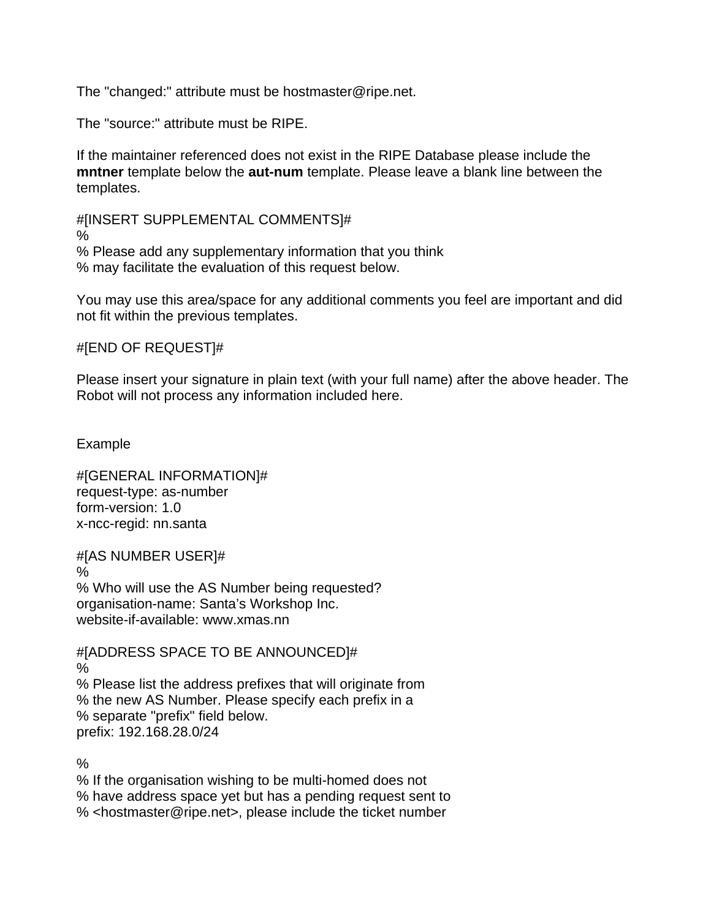The "changed:" attribute must be hostmaster@ripe.net.

The "source:" attribute must be RIPE.

If the maintainer referenced does not exist in the RIPE Database please include the **mntner** template below the **aut-num** template. Please leave a blank line between the templates.

#[INSERT SUPPLEMENTAL COMMENTS]#
%
% Please add any supplementary information that you think
% may facilitate the evaluation of this request below.

You may use this area/space for any additional comments you feel are important and did not fit within the previous templates.

#[END OF REQUEST]#

Please insert your signature in plain text (with your full name) after the above header. The Robot will not process any information included here.

Example

#[GENERAL INFORMATION]#
request-type: as-number
form-version: 1.0
x-ncc-regid: nn.santa

#[AS NUMBER USER]#
%
% Who will use the AS Number being requested?
organisation-name: Santa's Workshop Inc.
website-if-available: www.xmas.nn

#[ADDRESS SPACE TO BE ANNOUNCED]#
%
% Please list the address prefixes that will originate from
% the new AS Number. Please specify each prefix in a
% separate "prefix" field below.
prefix: 192.168.28.0/24

%
% If the organisation wishing to be multi-homed does not
% have address space yet but has a pending request sent to
% <hostmaster@ripe.net>, please include the ticket number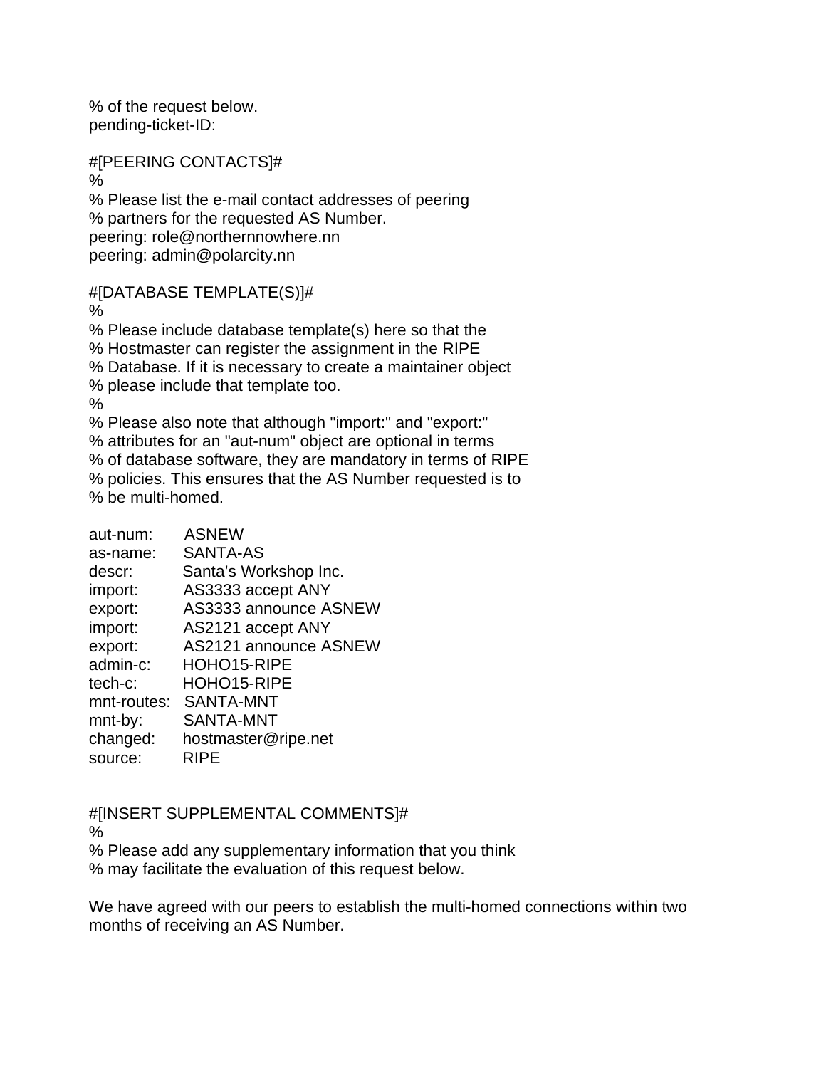% of the request below.
pending-ticket-ID:

#[PEERING CONTACTS]#
%
% Please list the e-mail contact addresses of peering
% partners for the requested AS Number.
peering: role@northernnowhere.nn
peering: admin@polarcity.nn

#[DATABASE TEMPLATE(S)]#
%
% Please include database template(s) here so that the
% Hostmaster can register the assignment in the RIPE
% Database. If it is necessary to create a maintainer object
% please include that template too.
%
% Please also note that although "import:" and "export:"
% attributes for an "aut-num" object are optional in terms
% of database software, they are mandatory in terms of RIPE
% policies. This ensures that the AS Number requested is to
% be multi-homed.

```
aut-num:      ASNEW
as-name:      SANTA-AS
descr:        Santa's Workshop Inc.
import:       AS3333 accept ANY
export:       AS3333 announce ASNEW
import:       AS2121 accept ANY
export:       AS2121 announce ASNEW
admin-c:      HOHO15-RIPE
tech-c:       HOHO15-RIPE
mnt-routes:   SANTA-MNT
mnt-by:       SANTA-MNT
changed:      hostmaster@ripe.net
source:       RIPE
```

#[INSERT SUPPLEMENTAL COMMENTS]#
%
% Please add any supplementary information that you think
% may facilitate the evaluation of this request below.

We have agreed with our peers to establish the multi-homed connections within two months of receiving an AS Number.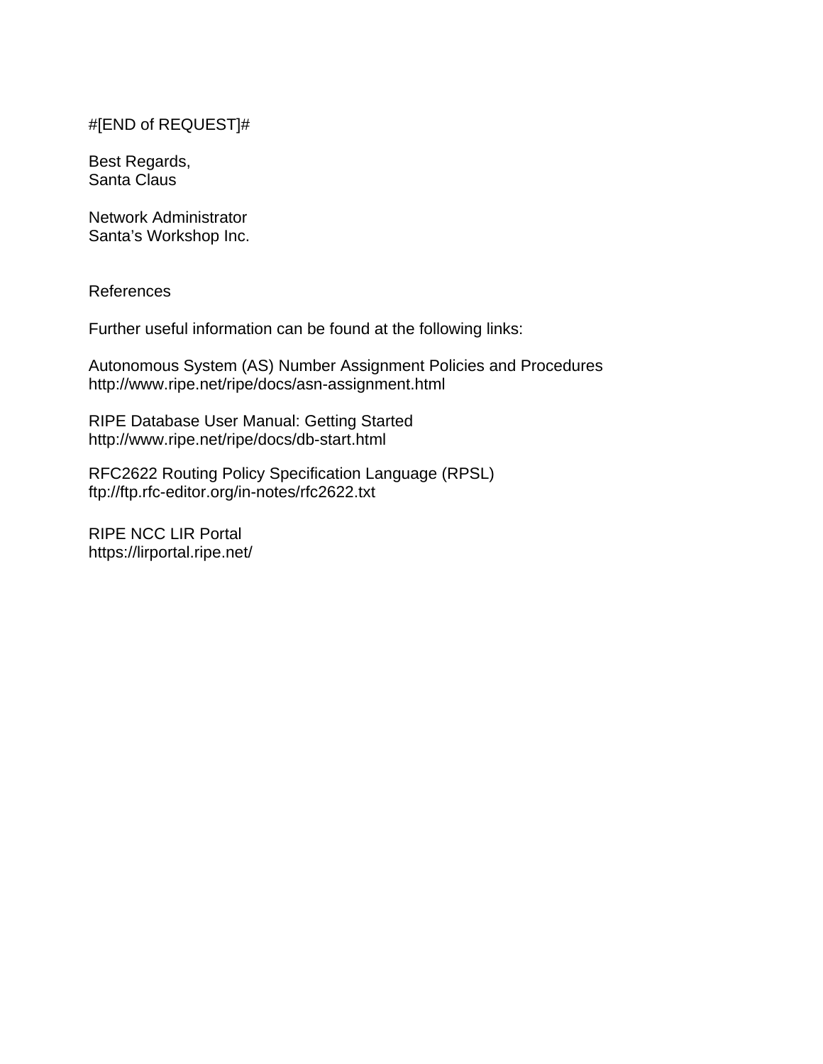#[END of REQUEST]#

Best Regards,
Santa Claus

Network Administrator
Santa’s Workshop Inc.

References

Further useful information can be found at the following links:

Autonomous System (AS) Number Assignment Policies and Procedures
http://www.ripe.net/ripe/docs/asn-assignment.html

RIPE Database User Manual: Getting Started
http://www.ripe.net/ripe/docs/db-start.html

RFC2622 Routing Policy Specification Language (RPSL)
ftp://ftp.rfc-editor.org/in-notes/rfc2622.txt

RIPE NCC LIR Portal
https://lirportal.ripe.net/